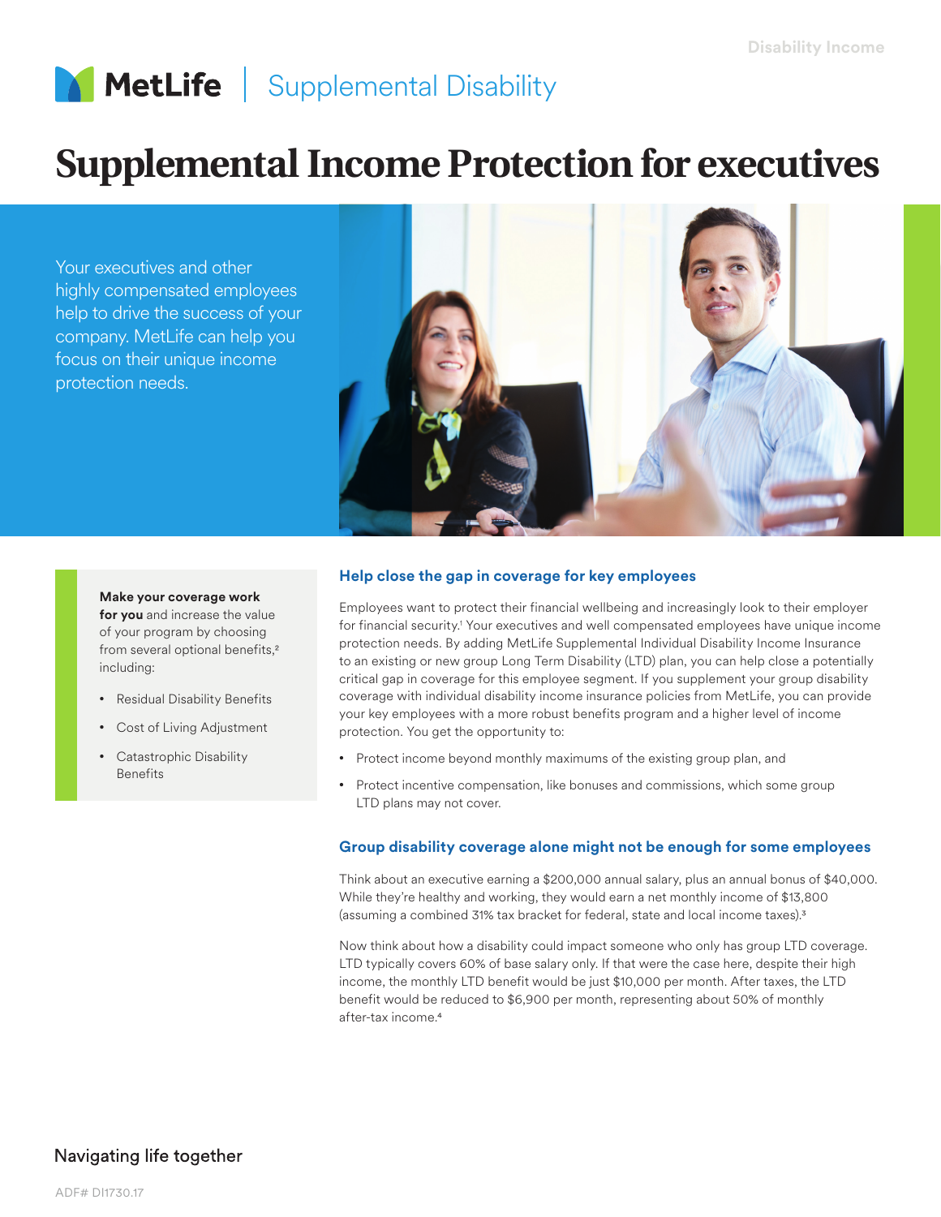MetLife | Supplemental Disability

# Supplemental Income Protection for executives

Your executives and other highly compensated employees help to drive the success of your company. MetLife can help you focus on their unique income protection needs.

**Make your coverage work for you** and increase the value of your program by choosing from several optional benefits,[2] including:

- Residual Disability Benefits
- Cost of Living Adjustment
- Catastrophic Disability Benefits

## Help close the gap in coverage for key employees

Employees want to protect their financial wellbeing and increasingly look to their employer for financial security.[1] Your executives and well compensated employees have unique income protection needs. By adding MetLife Supplemental Individual Disability Income Insurance to an existing or new group Long Term Disability (LTD) plan, you can help close a potentially critical gap in coverage for this employee segment. If you supplement your group disability coverage with individual disability income insurance policies from MetLife, you can provide your key employees with a more robust benefits program and a higher level of income protection. You get the opportunity to:

- Protect income beyond monthly maximums of the existing group plan, and
- Protect incentive compensation, like bonuses and commissions, which some group LTD plans may not cover.

## Group disability coverage alone might not be enough for some employees

Think about an executive earning a $200,000 annual salary, plus an annual bonus of $40,000. While they're healthy and working, they would earn a net monthly income of $13,800 (assuming a combined 31% tax bracket for federal, state and local income taxes).[3]

Now think about how a disability could impact someone who only has group LTD coverage. LTD typically covers 60% of base salary only. If that were the case here, despite their high income, the monthly LTD benefit would be just $10,000 per month. After taxes, the LTD benefit would be reduced to $6,900 per month, representing about 50% of monthly after-tax income.[4]

Navigating life together

ADF# DI1730.17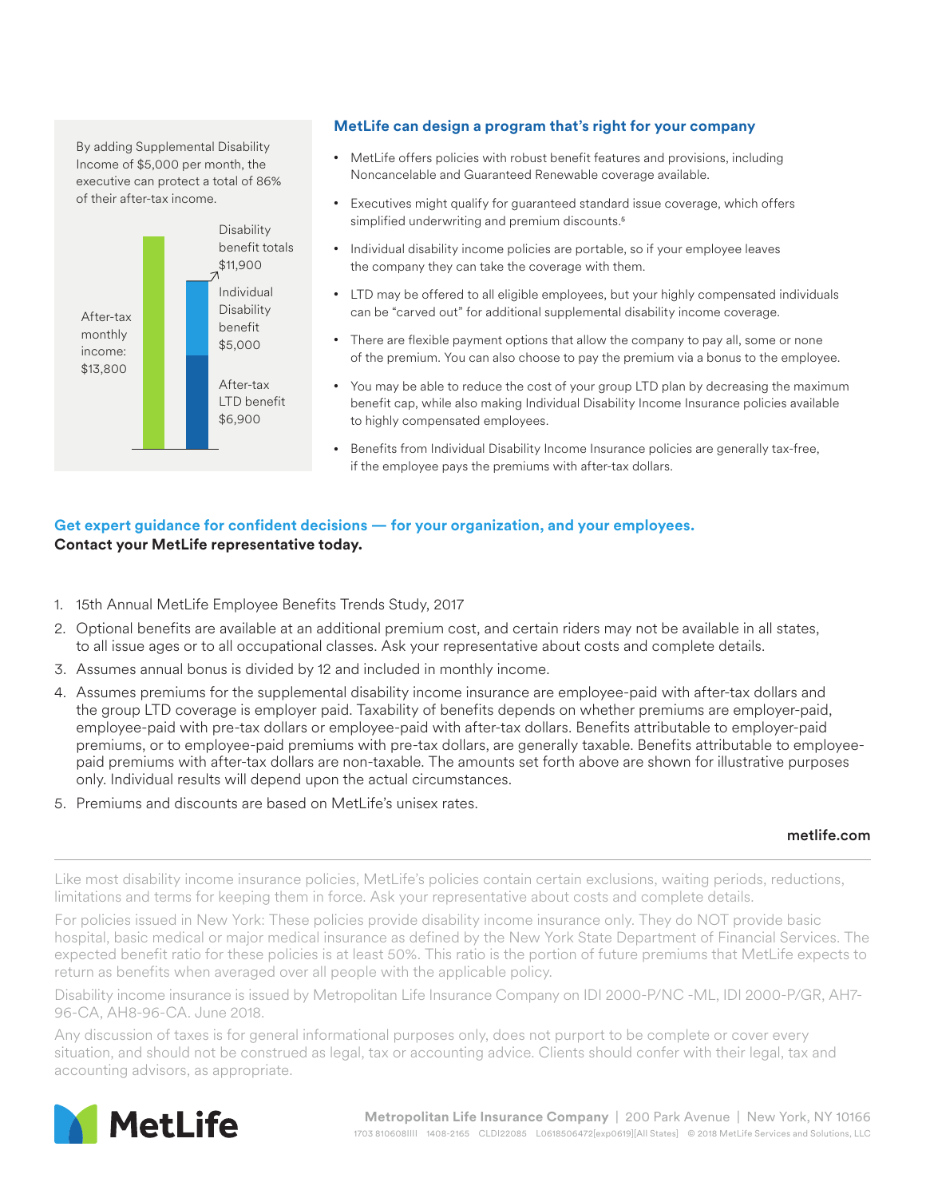By adding Supplemental Disability Income of $5,000 per month, the executive can protect a total of 86% of their after-tax income.

After-tax monthly income: $13,800

Disability benefit totals $11,900

Individual Disability benefit $5,000

After-tax LTD benefit $6,900

## MetLife can design a program that's right for your company

- MetLife offers policies with robust benefit features and provisions, including Noncancelable and Guaranteed Renewable coverage available.
- Executives might qualify for guaranteed standard issue coverage, which offers simplified underwriting and premium discounts.[5]
- Individual disability income policies are portable, so if your employee leaves the company they can take the coverage with them.
- LTD may be offered to all eligible employees, but your highly compensated individuals can be "carved out" for additional supplemental disability income coverage.
- There are flexible payment options that allow the company to pay all, some or none of the premium. You can also choose to pay the premium via a bonus to the employee.
- You may be able to reduce the cost of your group LTD plan by decreasing the maximum benefit cap, while also making Individual Disability Income Insurance policies available to highly compensated employees.
- Benefits from Individual Disability Income Insurance policies are generally tax-free, if the employee pays the premiums with after-tax dollars.

**Get expert guidance for confident decisions — for your organization, and your employees.**
**Contact your MetLife representative today.**

1. 15th Annual MetLife Employee Benefits Trends Study, 2017
2. Optional benefits are available at an additional premium cost, and certain riders may not be available in all states, to all issue ages or to all occupational classes. Ask your representative about costs and complete details.
3. Assumes annual bonus is divided by 12 and included in monthly income.
4. Assumes premiums for the supplemental disability income insurance are employee-paid with after-tax dollars and the group LTD coverage is employer paid. Taxability of benefits depends on whether premiums are employer-paid, employee-paid with pre-tax dollars or employee-paid with after-tax dollars. Benefits attributable to employer-paid premiums, or to employee-paid premiums with pre-tax dollars, are generally taxable. Benefits attributable to employee-paid premiums with after-tax dollars are non-taxable. The amounts set forth above are shown for illustrative purposes only. Individual results will depend upon the actual circumstances.
5. Premiums and discounts are based on MetLife's unisex rates.

**metlife.com**

Like most disability income insurance policies, MetLife's policies contain certain exclusions, waiting periods, reductions, limitations and terms for keeping them in force. Ask your representative about costs and complete details.

For policies issued in New York: These policies provide disability income insurance only. They do NOT provide basic hospital, basic medical or major medical insurance as defined by the New York State Department of Financial Services. The expected benefit ratio for these policies is at least 50%. This ratio is the portion of future premiums that MetLife expects to return as benefits when averaged over all people with the applicable policy.

Disability income insurance is issued by Metropolitan Life Insurance Company on IDI 2000-P/NC -ML, IDI 2000-P/GR, AH7-96-CA, AH8-96-CA. June 2018.

Any discussion of taxes is for general informational purposes only, does not purport to be complete or cover every situation, and should not be construed as legal, tax or accounting advice. Clients should confer with their legal, tax and accounting advisors, as appropriate.

MetLife

**Metropolitan Life Insurance Company** | 200 Park Avenue | New York, NY 10166

1703 810608IIII 1408-2165 CLDI22085 L0618506472[exp0619][All States] © 2018 MetLife Services and Solutions, LLC